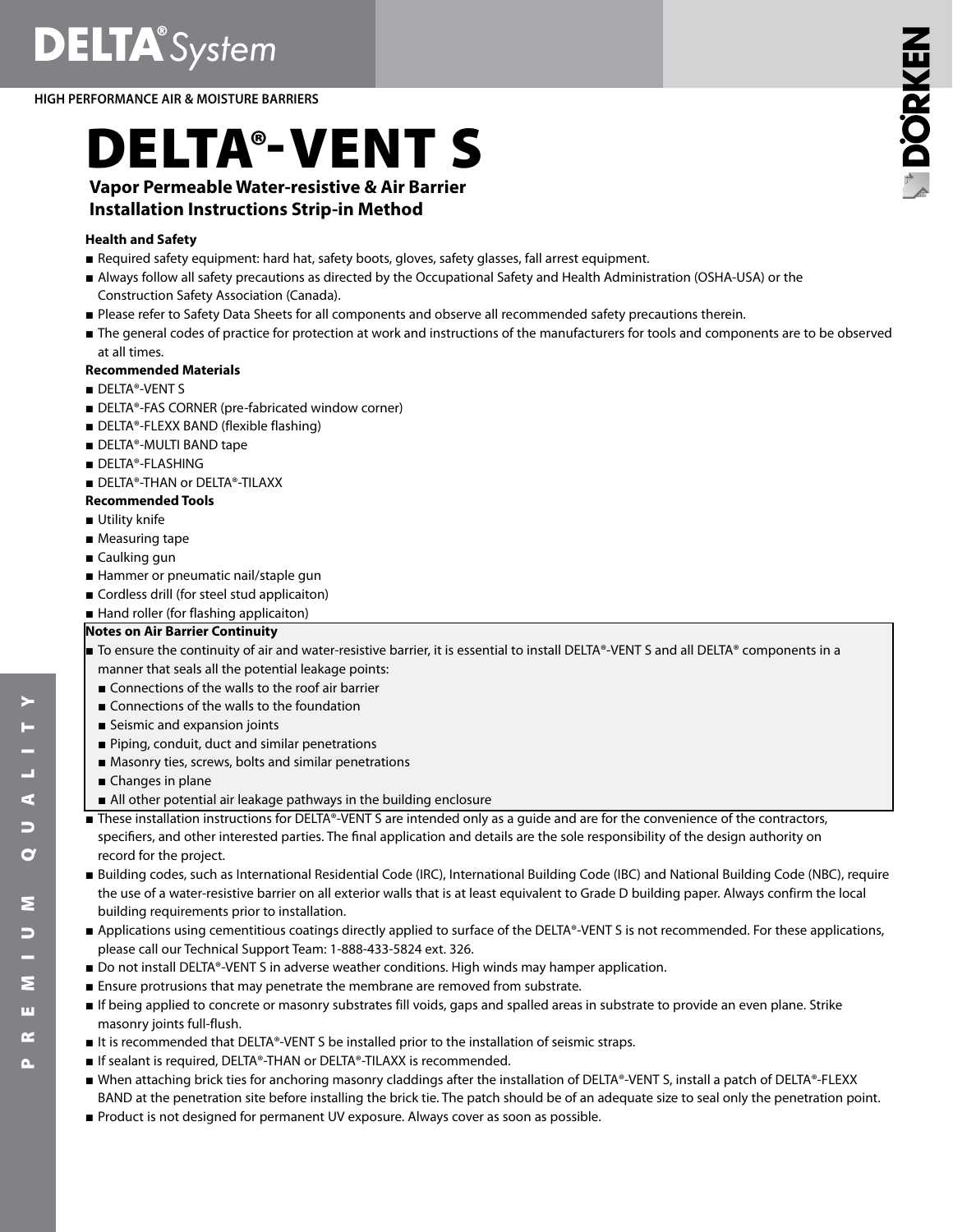# DELTA® System

HIGH PERFORMANCE AIR & MOISTURE BARRIERS

# DELTA®-VENT S

**Vapor Permeable Water-resistive & Air Barrier**
**Installation Instructions Strip-in Method**

### Health and Safety

- Required safety equipment: hard hat, safety boots, gloves, safety glasses, fall arrest equipment.
- Always follow all safety precautions as directed by the Occupational Safety and Health Administration (OSHA-USA) or the Construction Safety Association (Canada).
- Please refer to Safety Data Sheets for all components and observe all recommended safety precautions therein.
- The general codes of practice for protection at work and instructions of the manufacturers for tools and components are to be observed at all times.

### Recommended Materials

- DELTA®-VENT S
- DELTA®-FAS CORNER (pre-fabricated window corner)
- DELTA®-FLEXX BAND (flexible flashing)
- DELTA®-MULTI BAND tape
- DELTA®-FLASHING
- DELTA®-THAN or DELTA®-TILAXX

### Recommended Tools

- Utility knife
- Measuring tape
- Caulking gun
- Hammer or pneumatic nail/staple gun
- Cordless drill (for steel stud applicaiton)
- Hand roller (for flashing applicaiton)

### Notes on Air Barrier Continuity

- To ensure the continuity of air and water-resistive barrier, it is essential to install DELTA®-VENT S and all DELTA® components in a manner that seals all the potential leakage points:
  - Connections of the walls to the roof air barrier
  - Connections of the walls to the foundation
  - Seismic and expansion joints
  - Piping, conduit, duct and similar penetrations
  - Masonry ties, screws, bolts and similar penetrations
  - Changes in plane
  - All other potential air leakage pathways in the building enclosure
- These installation instructions for DELTA®-VENT S are intended only as a guide and are for the convenience of the contractors, specifiers, and other interested parties. The final application and details are the sole responsibility of the design authority on record for the project.
- Building codes, such as International Residential Code (IRC), International Building Code (IBC) and National Building Code (NBC), require the use of a water-resistive barrier on all exterior walls that is at least equivalent to Grade D building paper. Always confirm the local building requirements prior to installation.
- Applications using cementitious coatings directly applied to surface of the DELTA®-VENT S is not recommended. For these applications, please call our Technical Support Team: 1-888-433-5824 ext. 326.
- Do not install DELTA®-VENT S in adverse weather conditions. High winds may hamper application.
- Ensure protrusions that may penetrate the membrane are removed from substrate.
- If being applied to concrete or masonry substrates fill voids, gaps and spalled areas in substrate to provide an even plane. Strike masonry joints full-flush.
- It is recommended that DELTA®-VENT S be installed prior to the installation of seismic straps.
- If sealant is required, DELTA®-THAN or DELTA®-TILAXX is recommended.
- When attaching brick ties for anchoring masonry claddings after the installation of DELTA®-VENT S, install a patch of DELTA®-FLEXX BAND at the penetration site before installing the brick tie. The patch should be of an adequate size to seal only the penetration point.
- Product is not designed for permanent UV exposure. Always cover as soon as possible.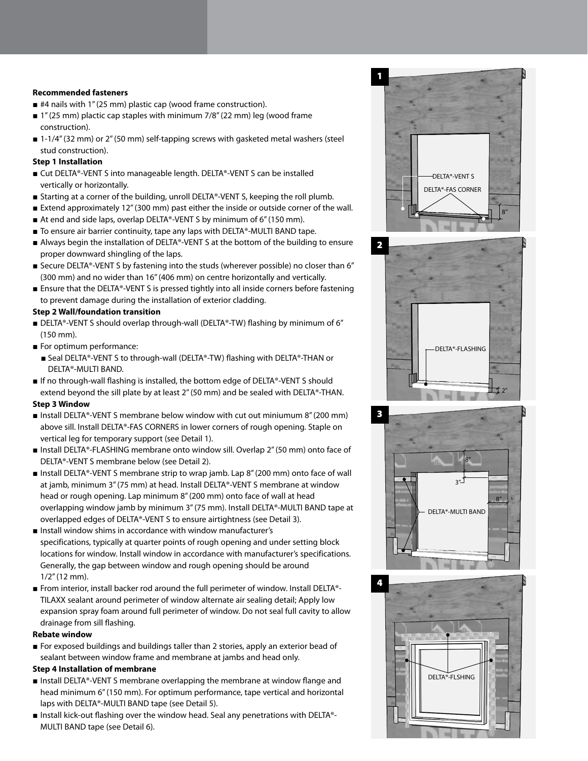**Recommended fasteners**

- #4 nails with 1" (25 mm) plastic cap (wood frame construction).
- 1" (25 mm) plactic cap staples with minimum 7/8" (22 mm) leg (wood frame construction).
- 1-1/4" (32 mm) or 2" (50 mm) self-tapping screws with gasketed metal washers (steel stud construction).

**Step 1 Installation**

- Cut DELTA®-VENT S into manageable length. DELTA®-VENT S can be installed vertically or horizontally.
- Starting at a corner of the building, unroll DELTA®-VENT S, keeping the roll plumb.
- Extend approximately 12" (300 mm) past either the inside or outside corner of the wall.
- At end and side laps, overlap DELTA®-VENT S by minimum of 6" (150 mm).
- To ensure air barrier continuity, tape any laps with DELTA®-MULTI BAND tape.
- Always begin the installation of DELTA®-VENT S at the bottom of the building to ensure proper downward shingling of the laps.
- Secure DELTA®-VENT S by fastening into the studs (wherever possible) no closer than 6" (300 mm) and no wider than 16" (406 mm) on centre horizontally and vertically.
- Ensure that the DELTA®-VENT S is pressed tightly into all inside corners before fastening to prevent damage during the installation of exterior cladding.

**Step 2 Wall/foundation transition**

- DELTA®-VENT S should overlap through-wall (DELTA®-TW) flashing by minimum of 6" (150 mm).
- For optimum performance:
  - Seal DELTA®-VENT S to through-wall (DELTA®-TW) flashing with DELTA®-THAN or DELTA®-MULTI BAND.
- If no through-wall flashing is installed, the bottom edge of DELTA®-VENT S should extend beyond the sill plate by at least 2" (50 mm) and be sealed with DELTA®-THAN.

**Step 3 Window**

- Install DELTA®-VENT S membrane below window with cut out miniumum 8" (200 mm) above sill. Install DELTA®-FAS CORNERS in lower corners of rough opening. Staple on vertical leg for temporary support (see Detail 1).
- Install DELTA®-FLASHING membrane onto window sill. Overlap 2" (50 mm) onto face of DELTA®-VENT S membrane below (see Detail 2).
- Install DELTA®-VENT S membrane strip to wrap jamb. Lap 8" (200 mm) onto face of wall at jamb, minimum 3" (75 mm) at head. Install DELTA®-VENT S membrane at window head or rough opening. Lap minimum 8" (200 mm) onto face of wall at head overlapping window jamb by minimum 3" (75 mm). Install DELTA®-MULTI BAND tape at overlapped edges of DELTA®-VENT S to ensure airtightness (see Detail 3).
- Install window shims in accordance with window manufacturer's specifications, typically at quarter points of rough opening and under setting block locations for window. Install window in accordance with manufacturer's specifications. Generally, the gap between window and rough opening should be around 1/2" (12 mm).
- From interior, install backer rod around the full perimeter of window. Install DELTA®-TILAXX sealant around perimeter of window alternate air sealing detail; Apply low expansion spray foam around full perimeter of window. Do not seal full cavity to allow drainage from sill flashing.

**Rebate window**

- For exposed buildings and buildings taller than 2 stories, apply an exterior bead of sealant between window frame and membrane at jambs and head only.

**Step 4 Installation of membrane**

- Install DELTA®-VENT S membrane overlapping the membrane at window flange and head minimum 6" (150 mm). For optimum performance, tape vertical and horizontal laps with DELTA®-MULTI BAND tape (see Detail 5).
- Install kick-out flashing over the window head. Seal any penetrations with DELTA®-MULTI BAND tape (see Detail 6).

1

DELTA®-VENT S
DELTA®-FAS CORNER
8"

2

DELTA®-FLASHING
2"

3

8"
3"
8"
DELTA®-MULTI BAND

4

DELTA®-FLSHING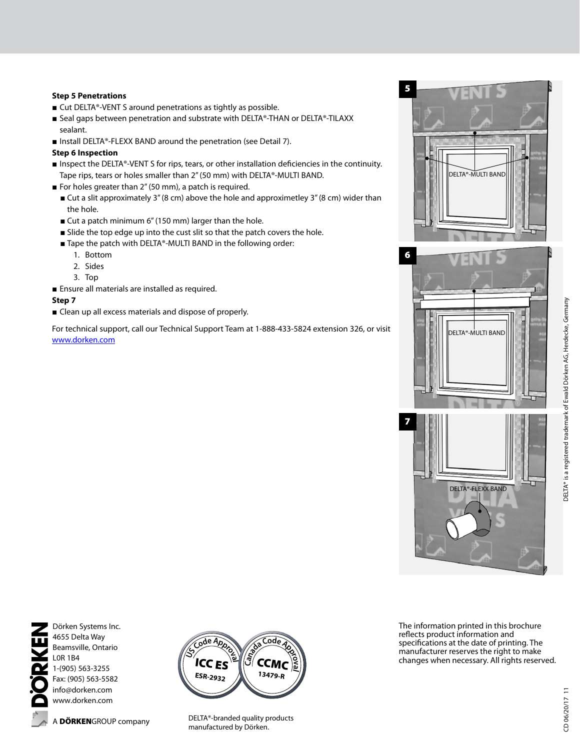**Step 5 Penetrations**

- Cut DELTA®-VENT S around penetrations as tightly as possible.
- Seal gaps between penetration and substrate with DELTA®-THAN or DELTA®-TILAXX sealant.
- Install DELTA®-FLEXX BAND around the penetration (see Detail 7).

**Step 6 Inspection**

- Inspect the DELTA®-VENT S for rips, tears, or other installation deficiencies in the continuity. Tape rips, tears or holes smaller than 2" (50 mm) with DELTA®-MULTI BAND.
- For holes greater than 2" (50 mm), a patch is required.
  - Cut a slit approximately 3" (8 cm) above the hole and approximetley 3" (8 cm) wider than the hole.
  - Cut a patch minimum 6" (150 mm) larger than the hole.
  - Slide the top edge up into the cust slit so that the patch covers the hole.
  - Tape the patch with DELTA®-MULTI BAND in the following order:
    1. Bottom
    2. Sides
    3. Top
- Ensure all materials are installed as required.

**Step 7**

- Clean up all excess materials and dispose of properly.

For technical support, call our Technical Support Team at 1-888-433-5824 extension 326, or visit www.dorken.com

5

DELTA®-MULTI BAND

6

DELTA®-MULTI BAND

7

DELTA®-FLEXX BAND

DELTA® is a registered trademark of Ewald Dörken AG, Herdecke, Germany

Dörken Systems Inc.
4655 Delta Way
Beamsville, Ontario
L0R 1B4
1-(905) 563-3255
Fax: (905) 563-5582
info@dorken.com
www.dorken.com

A **DÖRKEN**GROUP company

US Code Approval ICC ES ESR-2932

Canada Code Approval CCMC 13479-R

DELTA®-branded quality products manufactured by Dörken.

The information printed in this brochure reflects product information and specifications at the date of printing. The manufacturer reserves the right to make changes when necessary. All rights reserved.

CD 06/20/17 11